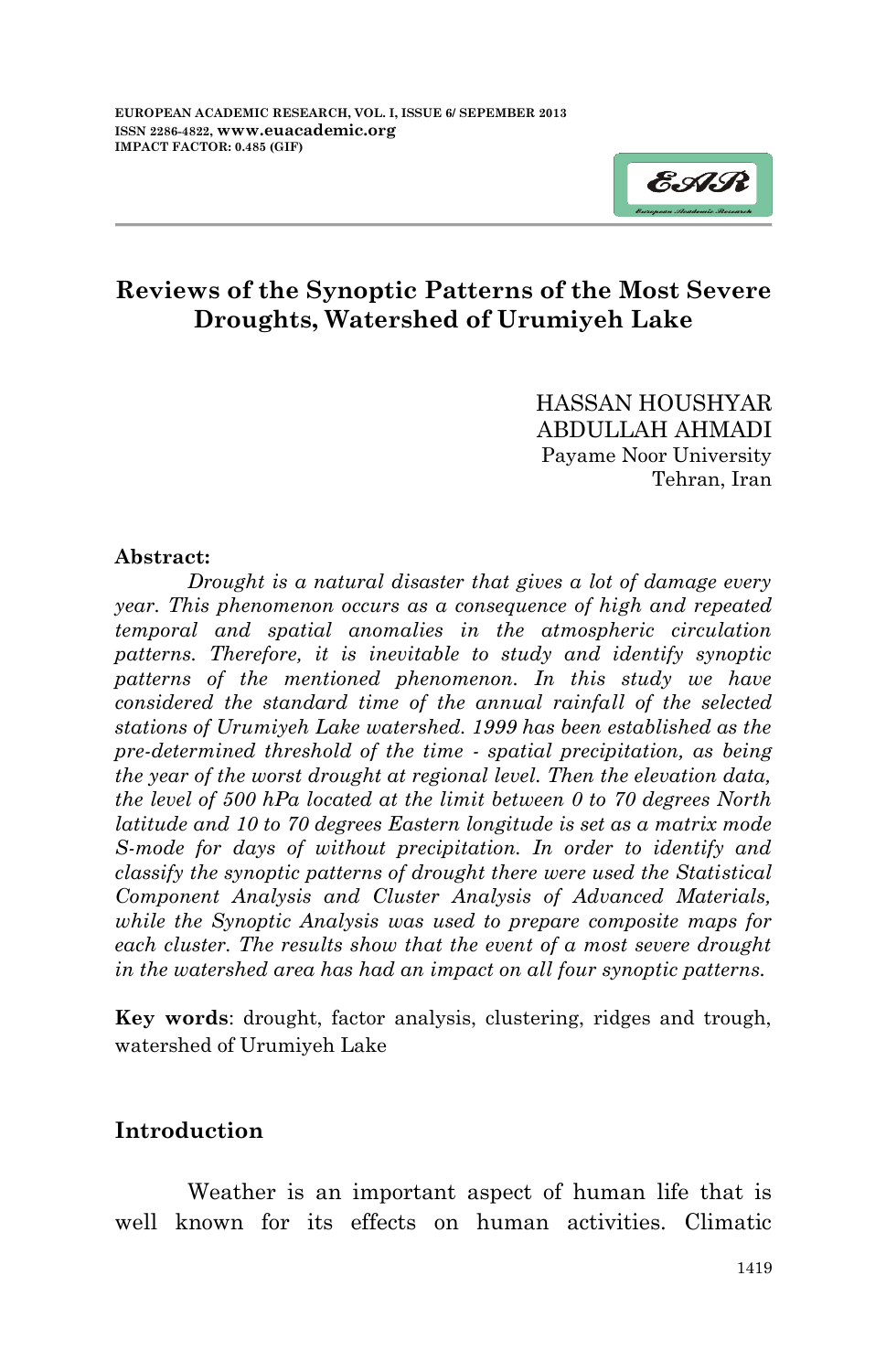# Reviews of the Synoptic Patterns of the Most Severe Droughts, Watershed of Urumiyeh Lake

HASSAN HOUSHYAR
ABDULLAH AHMADI
Payame Noor University
Tehran, Iran

**Abstract:**

*Drought is a natural disaster that gives a lot of damage every year. This phenomenon occurs as a consequence of high and repeated temporal and spatial anomalies in the atmospheric circulation patterns. Therefore, it is inevitable to study and identify synoptic patterns of the mentioned phenomenon. In this study we have considered the standard time of the annual rainfall of the selected stations of Urumiyeh Lake watershed. 1999 has been established as the pre-determined threshold of the time - spatial precipitation, as being the year of the worst drought at regional level. Then the elevation data, the level of 500 hPa located at the limit between 0 to 70 degrees North latitude and 10 to 70 degrees Eastern longitude is set as a matrix mode S-mode for days of without precipitation. In order to identify and classify the synoptic patterns of drought there were used the Statistical Component Analysis and Cluster Analysis of Advanced Materials, while the Synoptic Analysis was used to prepare composite maps for each cluster. The results show that the event of a most severe drought in the watershed area has had an impact on all four synoptic patterns.*

**Key words**: drought, factor analysis, clustering, ridges and trough, watershed of Urumiyeh Lake

## Introduction

Weather is an important aspect of human life that is well known for its effects on human activities. Climatic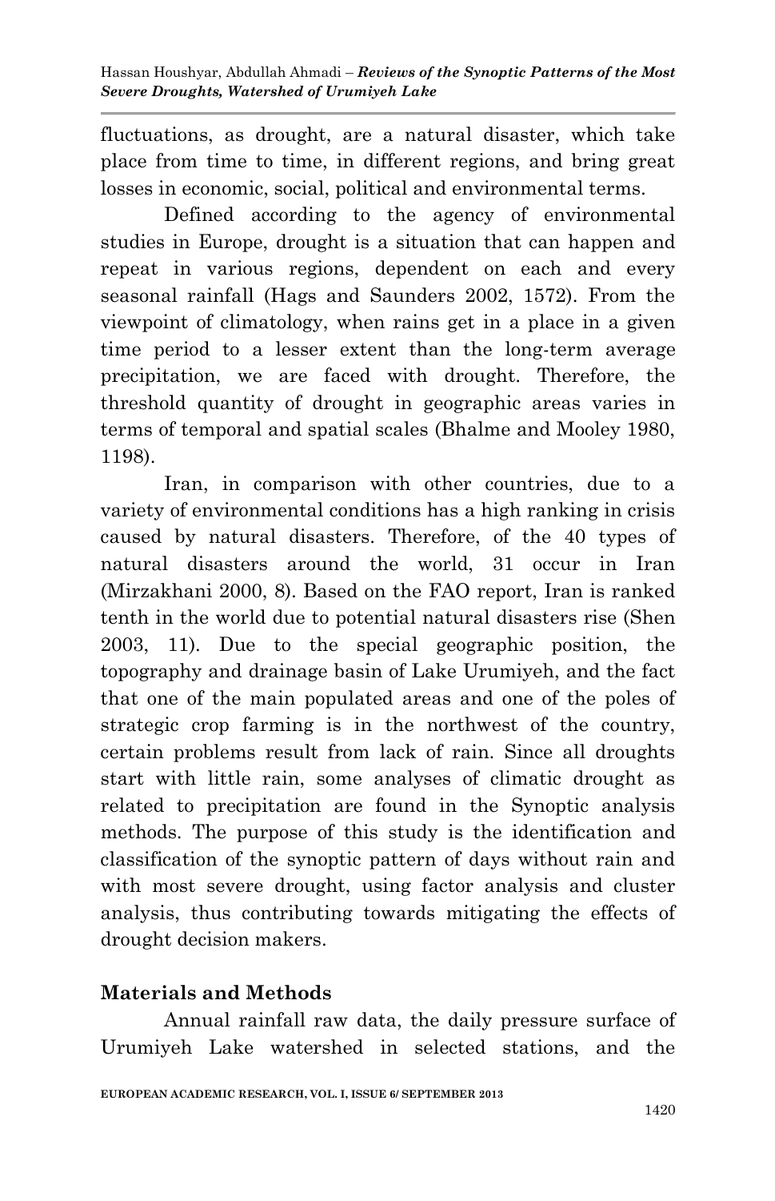fluctuations, as drought, are a natural disaster, which take place from time to time, in different regions, and bring great losses in economic, social, political and environmental terms.

Defined according to the agency of environmental studies in Europe, drought is a situation that can happen and repeat in various regions, dependent on each and every seasonal rainfall (Hags and Saunders 2002, 1572). From the viewpoint of climatology, when rains get in a place in a given time period to a lesser extent than the long-term average precipitation, we are faced with drought. Therefore, the threshold quantity of drought in geographic areas varies in terms of temporal and spatial scales (Bhalme and Mooley 1980, 1198).

Iran, in comparison with other countries, due to a variety of environmental conditions has a high ranking in crisis caused by natural disasters. Therefore, of the 40 types of natural disasters around the world, 31 occur in Iran (Mirzakhani 2000, 8). Based on the FAO report, Iran is ranked tenth in the world due to potential natural disasters rise (Shen 2003, 11). Due to the special geographic position, the topography and drainage basin of Lake Urumiyeh, and the fact that one of the main populated areas and one of the poles of strategic crop farming is in the northwest of the country, certain problems result from lack of rain. Since all droughts start with little rain, some analyses of climatic drought as related to precipitation are found in the Synoptic analysis methods. The purpose of this study is the identification and classification of the synoptic pattern of days without rain and with most severe drought, using factor analysis and cluster analysis, thus contributing towards mitigating the effects of drought decision makers.

## Materials and Methods

Annual rainfall raw data, the daily pressure surface of Urumiyeh Lake watershed in selected stations, and the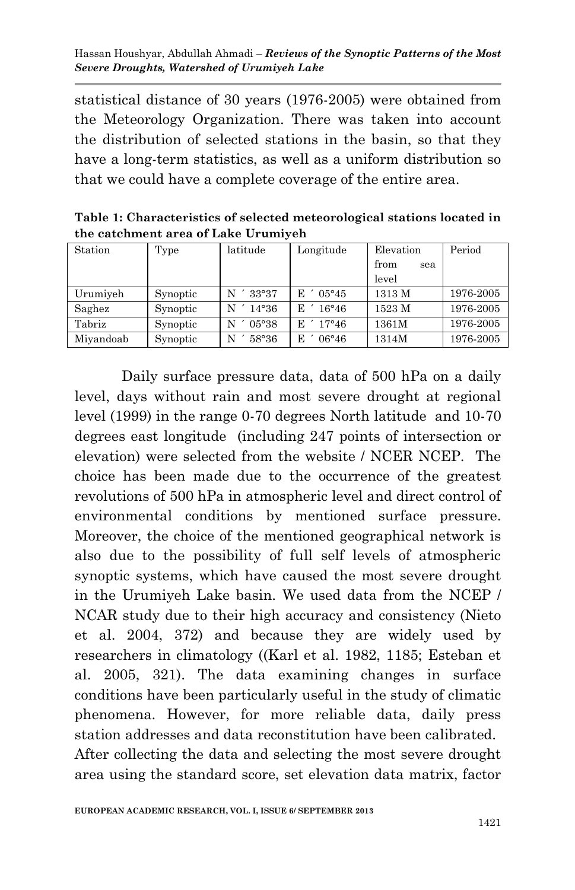statistical distance of 30 years (1976-2005) were obtained from the Meteorology Organization. There was taken into account the distribution of selected stations in the basin, so that they have a long-term statistics, as well as a uniform distribution so that we could have a complete coverage of the entire area.

**Table 1: Characteristics of selected meteorological stations located in the catchment area of Lake Urumiyeh**

| Station | Type | latitude | Longitude | Elevation from sea level | Period |
|---|---|---|---|---|---|
| Urumiyeh | Synoptic | N ´ 33°37 | E ´ 05°45 | 1313 M | 1976-2005 |
| Saghez | Synoptic | N ´ 14°36 | E ´ 16°46 | 1523 M | 1976-2005 |
| Tabriz | Synoptic | N ´ 05°38 | E ´ 17°46 | 1361M | 1976-2005 |
| Miyandoab | Synoptic | N ´ 58°36 | E ´ 06°46 | 1314M | 1976-2005 |

Daily surface pressure data, data of 500 hPa on a daily level, days without rain and most severe drought at regional level (1999) in the range 0-70 degrees North latitude and 10-70 degrees east longitude (including 247 points of intersection or elevation) were selected from the website / NCER NCEP. The choice has been made due to the occurrence of the greatest revolutions of 500 hPa in atmospheric level and direct control of environmental conditions by mentioned surface pressure. Moreover, the choice of the mentioned geographical network is also due to the possibility of full self levels of atmospheric synoptic systems, which have caused the most severe drought in the Urumiyeh Lake basin. We used data from the NCEP / NCAR study due to their high accuracy and consistency (Nieto et al. 2004, 372) and because they are widely used by researchers in climatology ((Karl et al. 1982, 1185; Esteban et al. 2005, 321). The data examining changes in surface conditions have been particularly useful in the study of climatic phenomena. However, for more reliable data, daily press station addresses and data reconstitution have been calibrated.

After collecting the data and selecting the most severe drought area using the standard score, set elevation data matrix, factor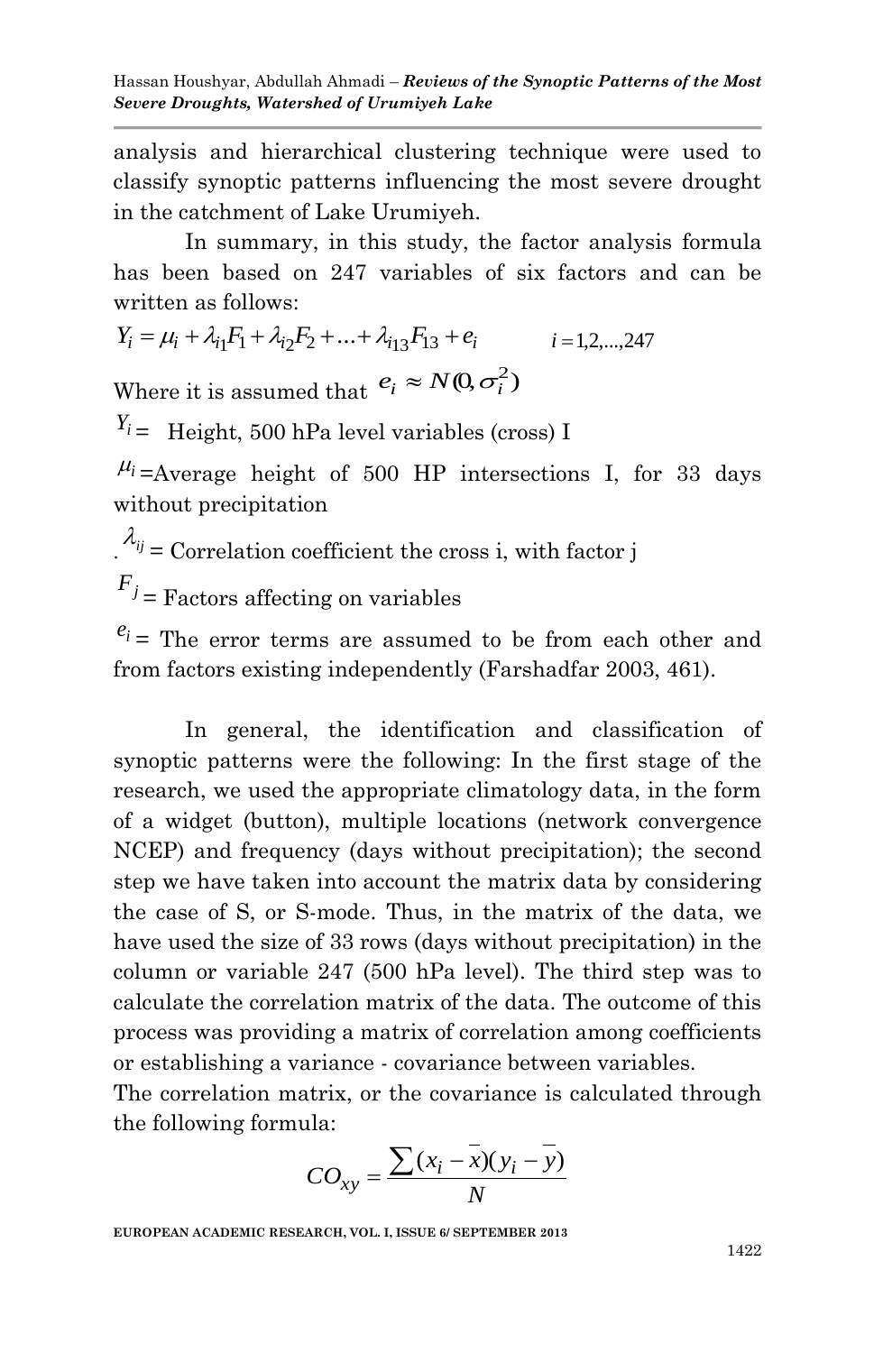analysis and hierarchical clustering technique were used to classify synoptic patterns influencing the most severe drought in the catchment of Lake Urumiyeh.

In summary, in this study, the factor analysis formula has been based on 247 variables of six factors and can be written as follows:

$$Y_i = \mu_i + \lambda_{i1}F_1 + \lambda_{i2}F_2 + \ldots + \lambda_{i13}F_{13} + e_i \qquad i = 1,2,\ldots,247$$

Where it is assumed that $e_i \approx N(0, \sigma_i^2)$

$Y_i =$ Height, 500 hPa level variables (cross) I

$\mu_i$ =Average height of 500 HP intersections I, for 33 days without precipitation

. $\lambda_{ij}$ = Correlation coefficient the cross i, with factor j

$F_j$ = Factors affecting on variables

$e_i$ = The error terms are assumed to be from each other and from factors existing independently (Farshadfar 2003, 461).

In general, the identification and classification of synoptic patterns were the following: In the first stage of the research, we used the appropriate climatology data, in the form of a widget (button), multiple locations (network convergence NCEP) and frequency (days without precipitation); the second step we have taken into account the matrix data by considering the case of S, or S-mode. Thus, in the matrix of the data, we have used the size of 33 rows (days without precipitation) in the column or variable 247 (500 hPa level). The third step was to calculate the correlation matrix of the data. The outcome of this process was providing a matrix of correlation among coefficients or establishing a variance - covariance between variables.

The correlation matrix, or the covariance is calculated through the following formula:

$$CO_{xy} = \frac{\sum (x_i - \bar{x})(y_i - \bar{y})}{N}$$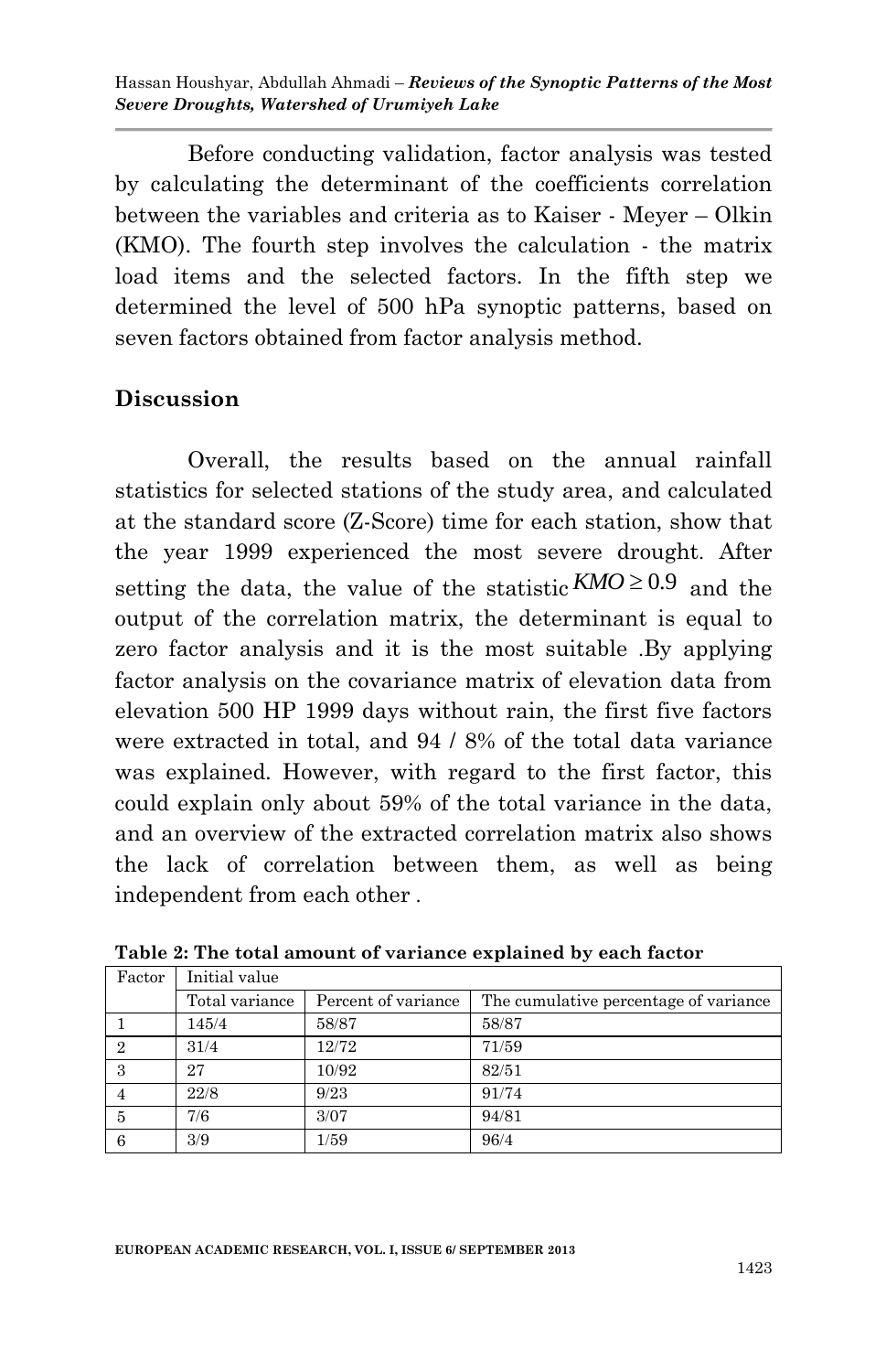Before conducting validation, factor analysis was tested by calculating the determinant of the coefficients correlation between the variables and criteria as to Kaiser - Meyer – Olkin (KMO). The fourth step involves the calculation - the matrix load items and the selected factors. In the fifth step we determined the level of 500 hPa synoptic patterns, based on seven factors obtained from factor analysis method.

## Discussion

Overall, the results based on the annual rainfall statistics for selected stations of the study area, and calculated at the standard score (Z-Score) time for each station, show that the year 1999 experienced the most severe drought. After setting the data, the value of the statistic $KMO \geq 0.9$ and the output of the correlation matrix, the determinant is equal to zero factor analysis and it is the most suitable .By applying factor analysis on the covariance matrix of elevation data from elevation 500 HP 1999 days without rain, the first five factors were extracted in total, and 94 / 8% of the total data variance was explained. However, with regard to the first factor, this could explain only about 59% of the total variance in the data, and an overview of the extracted correlation matrix also shows the lack of correlation between them, as well as being independent from each other .

**Table 2: The total amount of variance explained by each factor**

| Factor | Initial value | | |
|---|---|---|---|
| | Total variance | Percent of variance | The cumulative percentage of variance |
| 1 | 145/4 | 58/87 | 58/87 |
| 2 | 31/4 | 12/72 | 71/59 |
| 3 | 27 | 10/92 | 82/51 |
| 4 | 22/8 | 9/23 | 91/74 |
| 5 | 7/6 | 3/07 | 94/81 |
| 6 | 3/9 | 1/59 | 96/4 |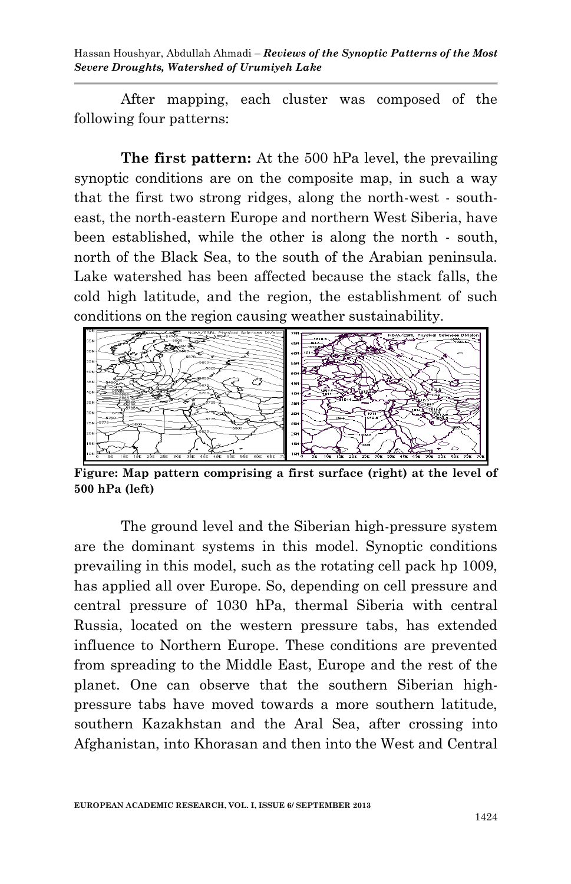After mapping, each cluster was composed of the following four patterns:

**The first pattern:** At the 500 hPa level, the prevailing synoptic conditions are on the composite map, in such a way that the first two strong ridges, along the north-west - south-east, the north-eastern Europe and northern West Siberia, have been established, while the other is along the north - south, north of the Black Sea, to the south of the Arabian peninsula. Lake watershed has been affected because the stack falls, the cold high latitude, and the region, the establishment of such conditions on the region causing weather sustainability.

**Figure: Map pattern comprising a first surface (right) at the level of 500 hPa (left)**

The ground level and the Siberian high-pressure system are the dominant systems in this model. Synoptic conditions prevailing in this model, such as the rotating cell pack hp 1009, has applied all over Europe. So, depending on cell pressure and central pressure of 1030 hPa, thermal Siberia with central Russia, located on the western pressure tabs, has extended influence to Northern Europe. These conditions are prevented from spreading to the Middle East, Europe and the rest of the planet. One can observe that the southern Siberian high-pressure tabs have moved towards a more southern latitude, southern Kazakhstan and the Aral Sea, after crossing into Afghanistan, into Khorasan and then into the West and Central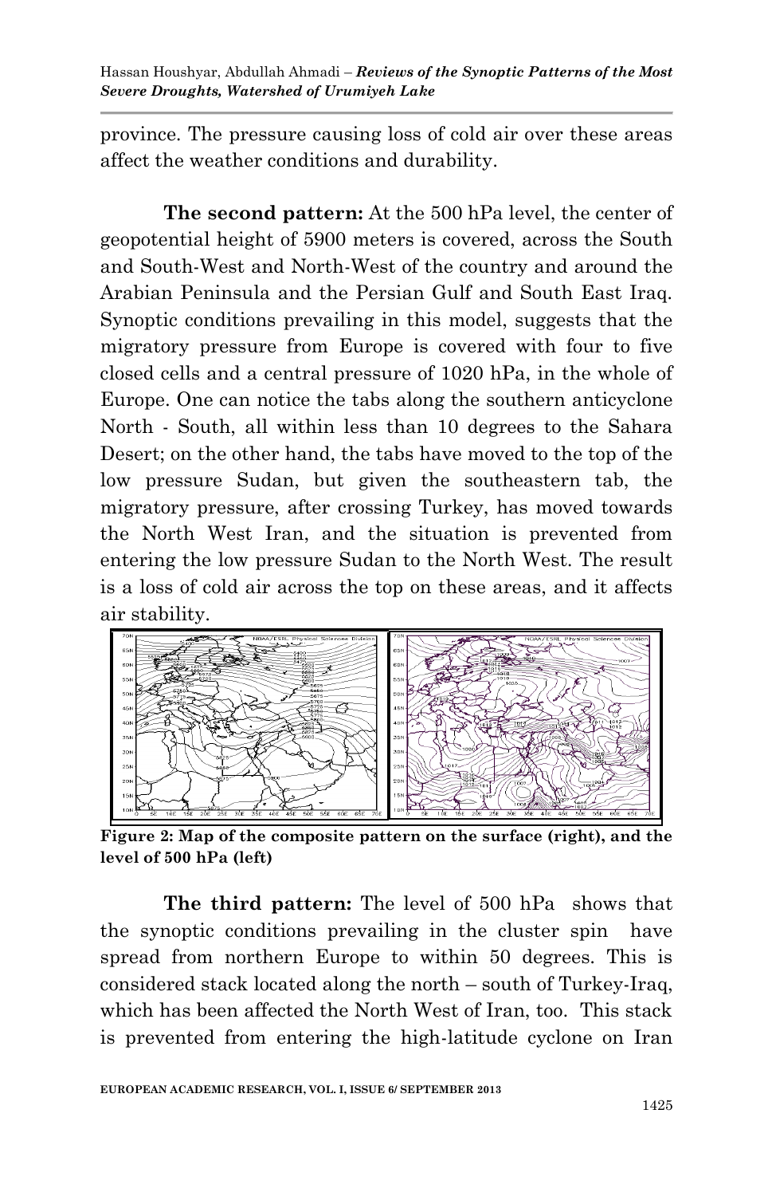province. The pressure causing loss of cold air over these areas affect the weather conditions and durability.

**The second pattern:** At the 500 hPa level, the center of geopotential height of 5900 meters is covered, across the South and South-West and North-West of the country and around the Arabian Peninsula and the Persian Gulf and South East Iraq. Synoptic conditions prevailing in this model, suggests that the migratory pressure from Europe is covered with four to five closed cells and a central pressure of 1020 hPa, in the whole of Europe. One can notice the tabs along the southern anticyclone North - South, all within less than 10 degrees to the Sahara Desert; on the other hand, the tabs have moved to the top of the low pressure Sudan, but given the southeastern tab, the migratory pressure, after crossing Turkey, has moved towards the North West Iran, and the situation is prevented from entering the low pressure Sudan to the North West. The result is a loss of cold air across the top on these areas, and it affects air stability.

**Figure 2: Map of the composite pattern on the surface (right), and the level of 500 hPa (left)**

**The third pattern:** The level of 500 hPa shows that the synoptic conditions prevailing in the cluster spin have spread from northern Europe to within 50 degrees. This is considered stack located along the north – south of Turkey-Iraq, which has been affected the North West of Iran, too. This stack is prevented from entering the high-latitude cyclone on Iran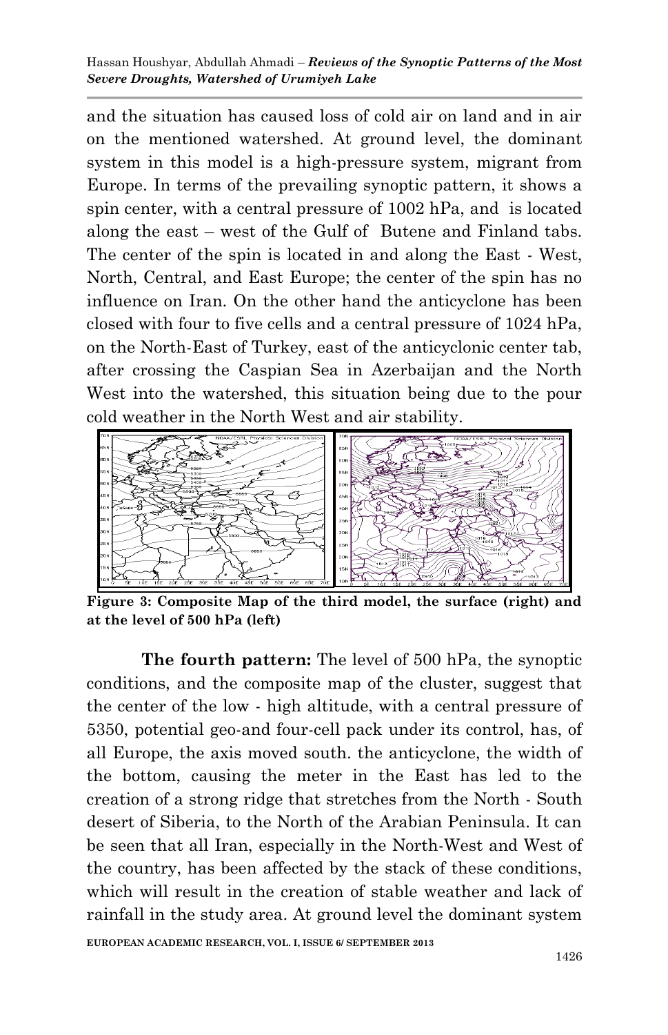and the situation has caused loss of cold air on land and in air on the mentioned watershed. At ground level, the dominant system in this model is a high-pressure system, migrant from Europe. In terms of the prevailing synoptic pattern, it shows a spin center, with a central pressure of 1002 hPa, and is located along the east – west of the Gulf of Butene and Finland tabs. The center of the spin is located in and along the East - West, North, Central, and East Europe; the center of the spin has no influence on Iran. On the other hand the anticyclone has been closed with four to five cells and a central pressure of 1024 hPa, on the North-East of Turkey, east of the anticyclonic center tab, after crossing the Caspian Sea in Azerbaijan and the North West into the watershed, this situation being due to the pour cold weather in the North West and air stability.

**Figure 3: Composite Map of the third model, the surface (right) and at the level of 500 hPa (left)**

**The fourth pattern:** The level of 500 hPa, the synoptic conditions, and the composite map of the cluster, suggest that the center of the low - high altitude, with a central pressure of 5350, potential geo-and four-cell pack under its control, has, of all Europe, the axis moved south. the anticyclone, the width of the bottom, causing the meter in the East has led to the creation of a strong ridge that stretches from the North - South desert of Siberia, to the North of the Arabian Peninsula. It can be seen that all Iran, especially in the North-West and West of the country, has been affected by the stack of these conditions, which will result in the creation of stable weather and lack of rainfall in the study area. At ground level the dominant system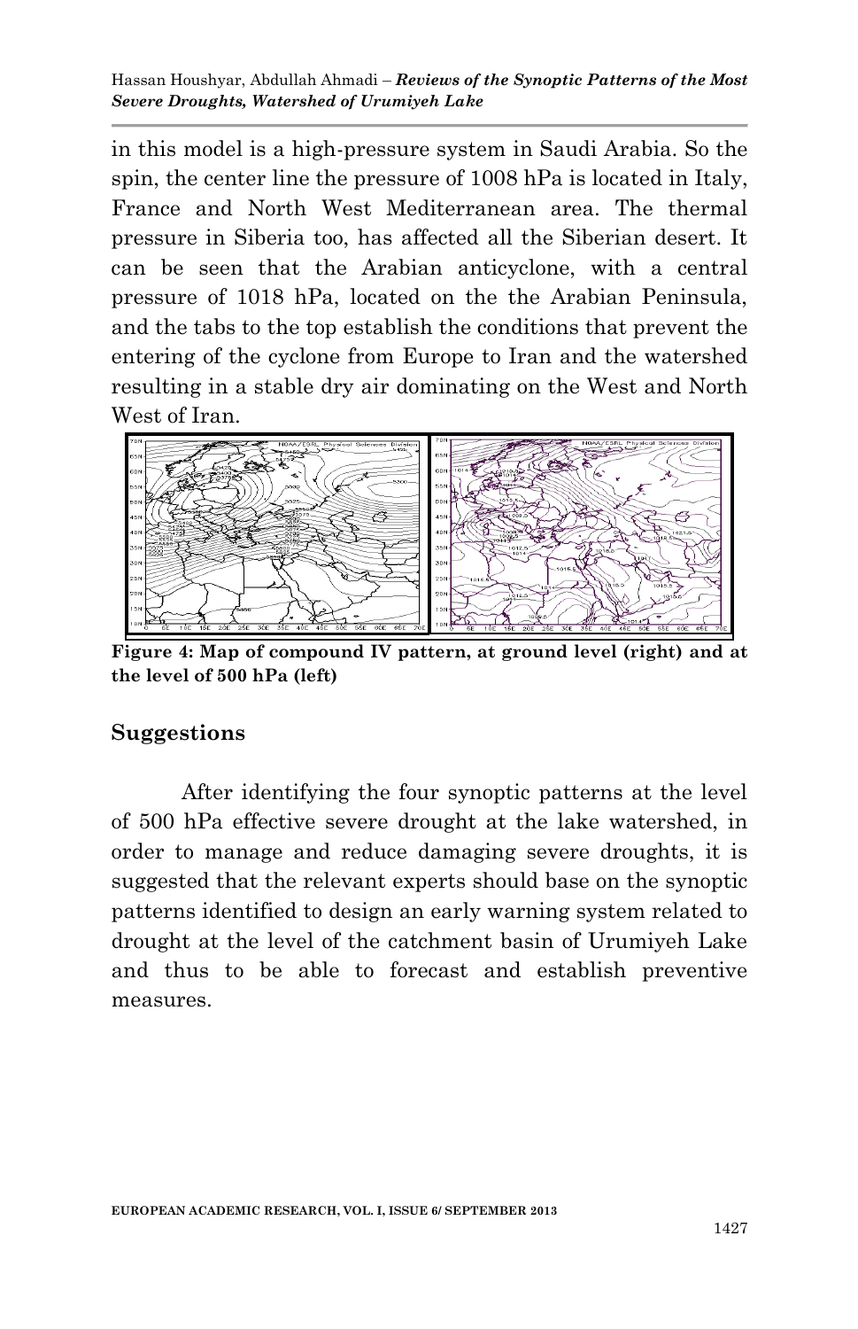in this model is a high-pressure system in Saudi Arabia. So the spin, the center line the pressure of 1008 hPa is located in Italy, France and North West Mediterranean area. The thermal pressure in Siberia too, has affected all the Siberian desert. It can be seen that the Arabian anticyclone, with a central pressure of 1018 hPa, located on the the Arabian Peninsula, and the tabs to the top establish the conditions that prevent the entering of the cyclone from Europe to Iran and the watershed resulting in a stable dry air dominating on the West and North West of Iran.

**Figure 4: Map of compound IV pattern, at ground level (right) and at the level of 500 hPa (left)**

## Suggestions

After identifying the four synoptic patterns at the level of 500 hPa effective severe drought at the lake watershed, in order to manage and reduce damaging severe droughts, it is suggested that the relevant experts should base on the synoptic patterns identified to design an early warning system related to drought at the level of the catchment basin of Urumiyeh Lake and thus to be able to forecast and establish preventive measures.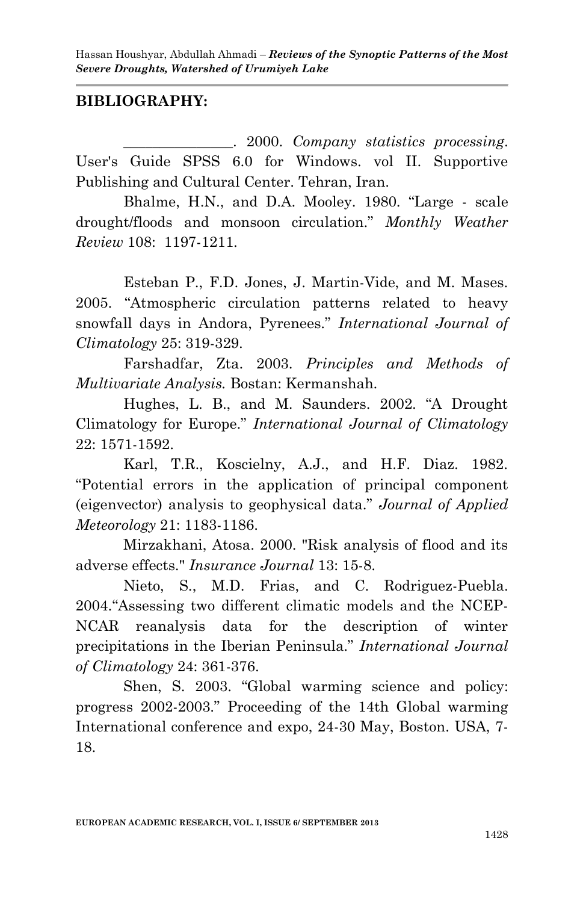## BIBLIOGRAPHY:

_______________. 2000. *Company statistics processing*. User's Guide SPSS 6.0 for Windows. vol II. Supportive Publishing and Cultural Center. Tehran, Iran.

Bhalme, H.N., and D.A. Mooley. 1980. “Large - scale drought/floods and monsoon circulation.” *Monthly Weather Review* 108: 1197-1211.

Esteban P., F.D. Jones, J. Martin-Vide, and M. Mases. 2005. “Atmospheric circulation patterns related to heavy snowfall days in Andora, Pyrenees.” *International Journal of Climatology* 25: 319-329.

Farshadfar, Zta. 2003. *Principles and Methods of Multivariate Analysis.* Bostan: Kermanshah.

Hughes, L. B., and M. Saunders. 2002. “A Drought Climatology for Europe.” *International Journal of Climatology* 22: 1571-1592.

Karl, T.R., Koscielny, A.J., and H.F. Diaz. 1982. “Potential errors in the application of principal component (eigenvector) analysis to geophysical data.” *Journal of Applied Meteorology* 21: 1183-1186.

Mirzakhani, Atosa. 2000. "Risk analysis of flood and its adverse effects." *Insurance Journal* 13: 15-8.

Nieto, S., M.D. Frias, and C. Rodriguez-Puebla. 2004.“Assessing two different climatic models and the NCEP-NCAR reanalysis data for the description of winter precipitations in the Iberian Peninsula.” *International Journal of Climatology* 24: 361-376.

Shen, S. 2003. “Global warming science and policy: progress 2002-2003.” Proceeding of the 14th Global warming International conference and expo, 24-30 May, Boston. USA, 7-18.